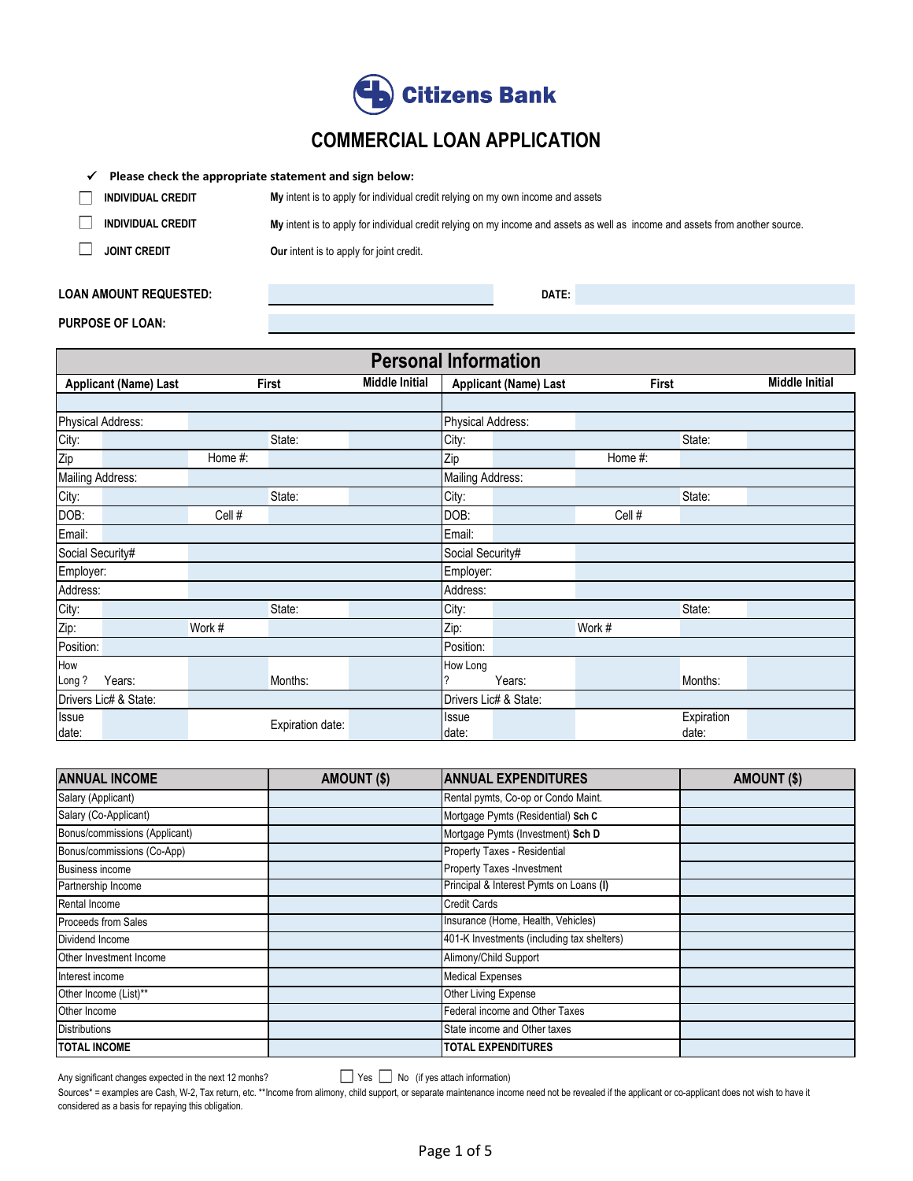# Citizens Bank

## COMMERCIAL LOAN APPLICATION

✓ **Please check the appropriate statement and sign below:**

| | |
|---|---|
| ☐ **INDIVIDUAL CREDIT** | **My** intent is to apply for individual credit relying on my own income and assets |
| ☐ **INDIVIDUAL CREDIT** | **My** intent is to apply for individual credit relying on my income and assets as well as income and assets from another source. |
| ☐ **JOINT CREDIT** | **Our** intent is to apply for joint credit. |

**LOAN AMOUNT REQUESTED:** &nbsp;&nbsp;&nbsp;&nbsp; **DATE:**

**PURPOSE OF LOAN:**

## Personal Information

| Applicant (Name) Last | First | Middle Initial | Applicant (Name) Last | First | Middle Initial |
|---|---|---|---|---|---|
| | | | | | |

| | | | | | | | |
|---|---|---|---|---|---|---|---|
| Physical Address: | | | | Physical Address: | | | |
| City: | | State: | | City: | | State: | |
| Zip | | Home #: | | Zip | | Home #: | |
| Mailing Address: | | | | Mailing Address: | | | |
| City: | | State: | | City: | | State: | |
| DOB: | | Cell # | | DOB: | | Cell # | |
| Email: | | | | Email: | | | |
| Social Security# | | | | Social Security# | | | |
| Employer: | | | | Employer: | | | |
| Address: | | | | Address: | | | |
| City: | | State: | | City: | | State: | |
| Zip: | | Work # | | Zip: | | Work # | |
| Position: | | | | Position: | | | |
| How Long ? Years: | | Months: | | How Long ? Years: | | Months: | |
| Drivers Lic# & State: | | | | Drivers Lic# & State: | | | |
| Issue date: | | Expiration date: | | Issue date: | | Expiration date: | |

| ANNUAL INCOME | AMOUNT ($) | ANNUAL EXPENDITURES | AMOUNT ($) |
|---|---|---|---|
| Salary (Applicant) | | Rental pymts, Co-op or Condo Maint. | |
| Salary (Co-Applicant) | | Mortgage Pymts (Residential) **Sch C** | |
| Bonus/commissions (Applicant) | | Mortgage Pymts (Investment) **Sch D** | |
| Bonus/commissions (Co-App) | | Property Taxes - Residential | |
| Business income | | Property Taxes -Investment | |
| Partnership Income | | Principal & Interest Pymts on Loans **(I)** | |
| Rental Income | | Credit Cards | |
| Proceeds from Sales | | Insurance (Home, Health, Vehicles) | |
| Dividend Income | | 401-K Investments (including tax shelters) | |
| Other Investment Income | | Alimony/Child Support | |
| Interest income | | Medical Expenses | |
| Other Income (List)** | | Other Living Expense | |
| Other Income | | Federal income and Other Taxes | |
| Distributions | | State income and Other taxes | |
| **TOTAL INCOME** | | **TOTAL EXPENDITURES** | |

Any significant changes expected in the next 12 monhs? ☐ Yes ☐ No (if yes attach information)

Sources* = examples are Cash, W-2, Tax return, etc. **Income from alimony, child support, or separate maintenance income need not be revealed if the applicant or co-applicant does not wish to have it considered as a basis for repaying this obligation.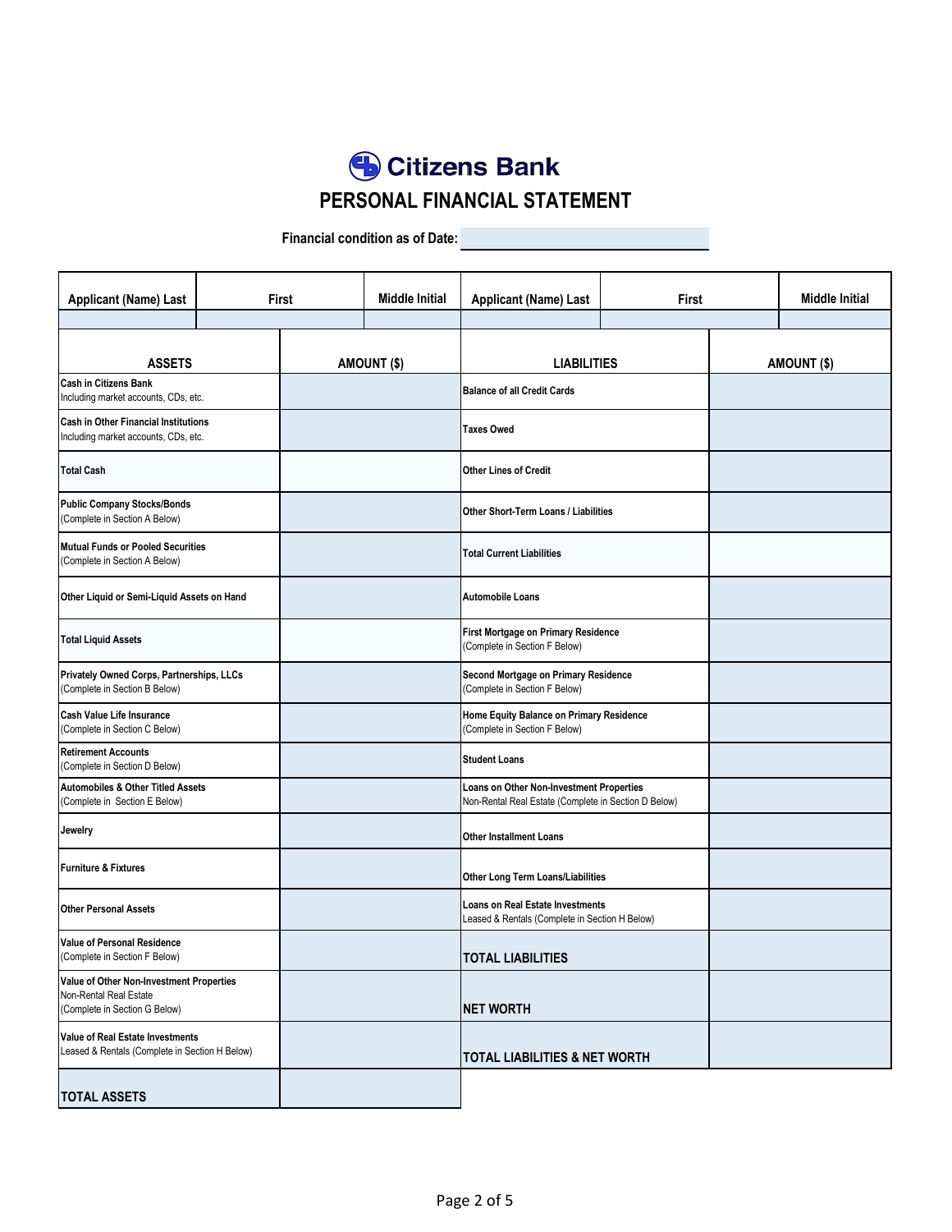# Citizens Bank

## PERSONAL FINANCIAL STATEMENT

**Financial condition as of Date:**

| Applicant (Name) Last | First | Middle Initial | Applicant (Name) Last | First | Middle Initial |
|---|---|---|---|---|---|
| | | | | | |

| ASSETS | AMOUNT ($) | LIABILITIES | AMOUNT ($) |
|---|---|---|---|
| **Cash in Citizens Bank** Including market accounts, CDs, etc. | | **Balance of all Credit Cards** | |
| **Cash in Other Financial Institutions** Including market accounts, CDs, etc. | | **Taxes Owed** | |
| **Total Cash** | | **Other Lines of Credit** | |
| **Public Company Stocks/Bonds** (Complete in Section A Below) | | **Other Short-Term Loans / Liabilities** | |
| **Mutual Funds or Pooled Securities** (Complete in Section A Below) | | **Total Current Liabilities** | |
| **Other Liquid or Semi-Liquid Assets on Hand** | | **Automobile Loans** | |
| **Total Liquid Assets** | | **First Mortgage on Primary Residence** (Complete in Section F Below) | |
| **Privately Owned Corps, Partnerships, LLCs** (Complete in Section B Below) | | **Second Mortgage on Primary Residence** (Complete in Section F Below) | |
| **Cash Value Life Insurance** (Complete in Section C Below) | | **Home Equity Balance on Primary Residence** (Complete in Section F Below) | |
| **Retirement Accounts** (Complete in Section D Below) | | **Student Loans** | |
| **Automobiles & Other Titled Assets** (Complete in Section E Below) | | **Loans on Other Non-Investment Properties** Non-Rental Real Estate (Complete in Section D Below) | |
| **Jewelry** | | **Other Installment Loans** | |
| **Furniture & Fixtures** | | **Other Long Term Loans/Liabilities** | |
| **Other Personal Assets** | | **Loans on Real Estate Investments** Leased & Rentals (Complete in Section H Below) | |
| **Value of Personal Residence** (Complete in Section F Below) | | **TOTAL LIABILITIES** | |
| **Value of Other Non-Investment Properties** Non-Rental Real Estate (Complete in Section G Below) | | **NET WORTH** | |
| **Value of Real Estate Investments** Leased & Rentals (Complete in Section H Below) | | **TOTAL LIABILITIES & NET WORTH** | |
| **TOTAL ASSETS** | | | |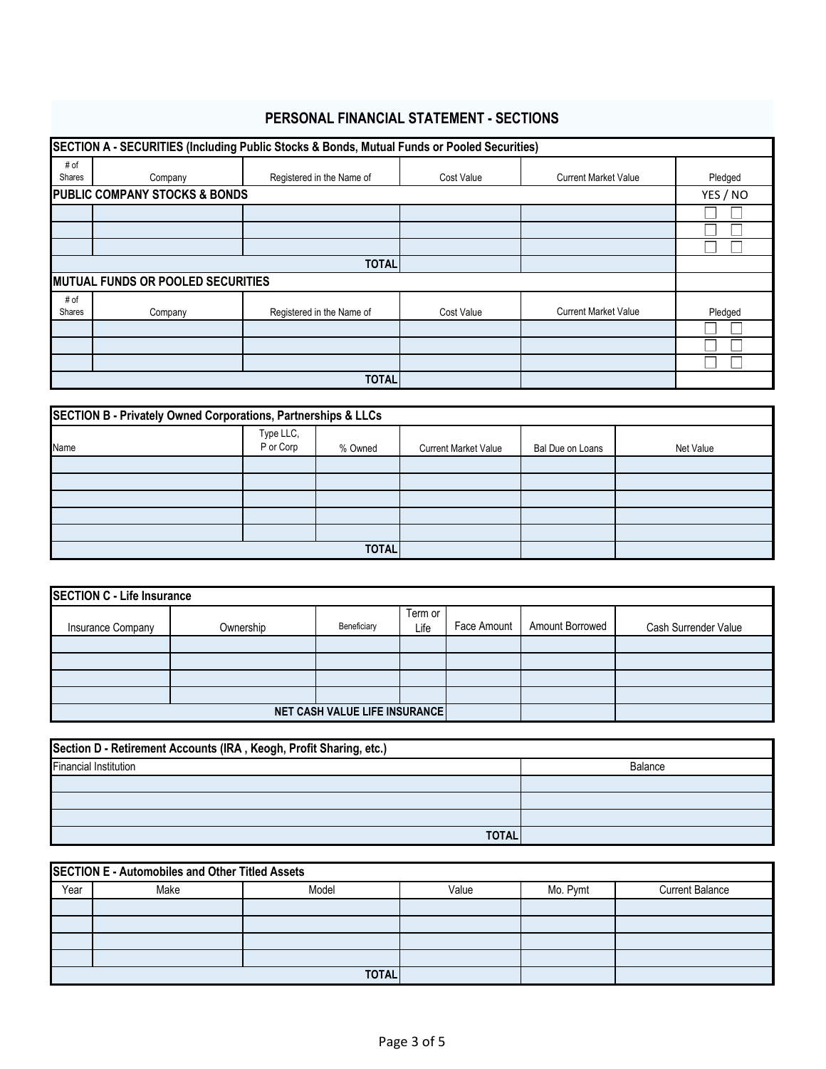# PERSONAL FINANCIAL STATEMENT - SECTIONS

## SECTION A - SECURITIES (Including Public Stocks & Bonds, Mutual Funds or Pooled Securities)

| # of Shares | Company | Registered in the Name of | Cost Value | Current Market Value | Pledged |
|---|---|---|---|---|---|
| **PUBLIC COMPANY STOCKS & BONDS** | | | | | YES / NO |
| | | | | | ☐ ☐ |
| | | | | | ☐ ☐ |
| | | | | | ☐ ☐ |
| | | **TOTAL** | | | |
| **MUTUAL FUNDS OR POOLED SECURITIES** | | | | | |
| # of Shares | Company | Registered in the Name of | Cost Value | Current Market Value | Pledged |
| | | | | | ☐ ☐ |
| | | | | | ☐ ☐ |
| | | | | | ☐ ☐ |
| | | **TOTAL** | | | |

## SECTION B - Privately Owned Corporations, Partnerships & LLCs

| Name | Type LLC, P or Corp | % Owned | Current Market Value | Bal Due on Loans | Net Value |
|---|---|---|---|---|---|
| | | | | | |
| | | | | | |
| | | | | | |
| | | | | | |
| | | | | | |
| | | **TOTAL** | | | |

## SECTION C - Life Insurance

| Insurance Company | Ownership | Beneficiary | Term or Life | Face Amount | Amount Borrowed | Cash Surrender Value |
|---|---|---|---|---|---|---|
| | | | | | | |
| | | | | | | |
| | | | | | | |
| | | | | | | |
| | | | **NET CASH VALUE LIFE INSURANCE** | | | |

## Section D - Retirement Accounts (IRA , Keogh, Profit Sharing, etc.)

| Financial Institution | Balance |
|---|---|
| | |
| | |
| | |
| **TOTAL** | |

## SECTION E - Automobiles and Other Titled Assets

| Year | Make | Model | Value | Mo. Pymt | Current Balance |
|---|---|---|---|---|---|
| | | | | | |
| | | | | | |
| | | | | | |
| | | | | | |
| | | **TOTAL** | | | |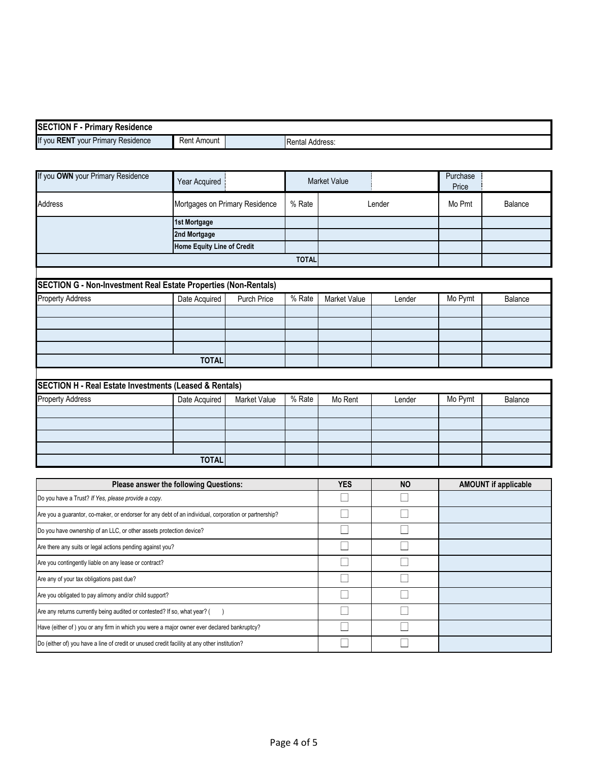## SECTION F - Primary Residence

| If you **RENT** your Primary Residence | Rent Amount | | Rental Address: |
|---|---|---|---|

| If you **OWN** your Primary Residence | Year Acquired | | Market Value | | | Purchase Price | |
|---|---|---|---|---|---|---|---|
| Address | Mortgages on Primary Residence | | % Rate | Lender | | Mo Pmt | Balance |
| | **1st Mortgage** | | | | | | |
| | **2nd Mortgage** | | | | | | |
| | **Home Equity Line of Credit** | | | | | | |
| | | | **TOTAL** | | | | |

## SECTION G - Non-Investment Real Estate Properties (Non-Rentals)

| Property Address | Date Acquired | Purch Price | % Rate | Market Value | Lender | Mo Pymt | Balance |
|---|---|---|---|---|---|---|---|
| | | | | | | | |
| | | | | | | | |
| | | | | | | | |
| | | | | | | | |
| | **TOTAL** | | | | | | |

## SECTION H - Real Estate Investments (Leased & Rentals)

| Property Address | Date Acquired | Market Value | % Rate | Mo Rent | Lender | Mo Pymt | Balance |
|---|---|---|---|---|---|---|---|
| | | | | | | | |
| | | | | | | | |
| | | | | | | | |
| | | | | | | | |
| | **TOTAL** | | | | | | |

| Please answer the following Questions: | YES | NO | AMOUNT if applicable |
|---|---|---|---|
| Do you have a Trust? *If Yes, please provide a copy.* | ☐ | ☐ | |
| Are you a guarantor, co-maker, or endorser for any debt of an individual, corporation or partnership? | ☐ | ☐ | |
| Do you have ownership of an LLC, or other assets protection device? | ☐ | ☐ | |
| Are there any suits or legal actions pending against you? | ☐ | ☐ | |
| Are you contingently liable on any lease or contract? | ☐ | ☐ | |
| Are any of your tax obligations past due? | ☐ | ☐ | |
| Are you obligated to pay alimony and/or child support? | ☐ | ☐ | |
| Are any returns currently being audited or contested? If so, what year? (   ) | ☐ | ☐ | |
| Have (either of ) you or any firm in which you were a major owner ever declared bankruptcy? | ☐ | ☐ | |
| Do (either of) you have a line of credit or unused credit facility at any other institution? | ☐ | ☐ | |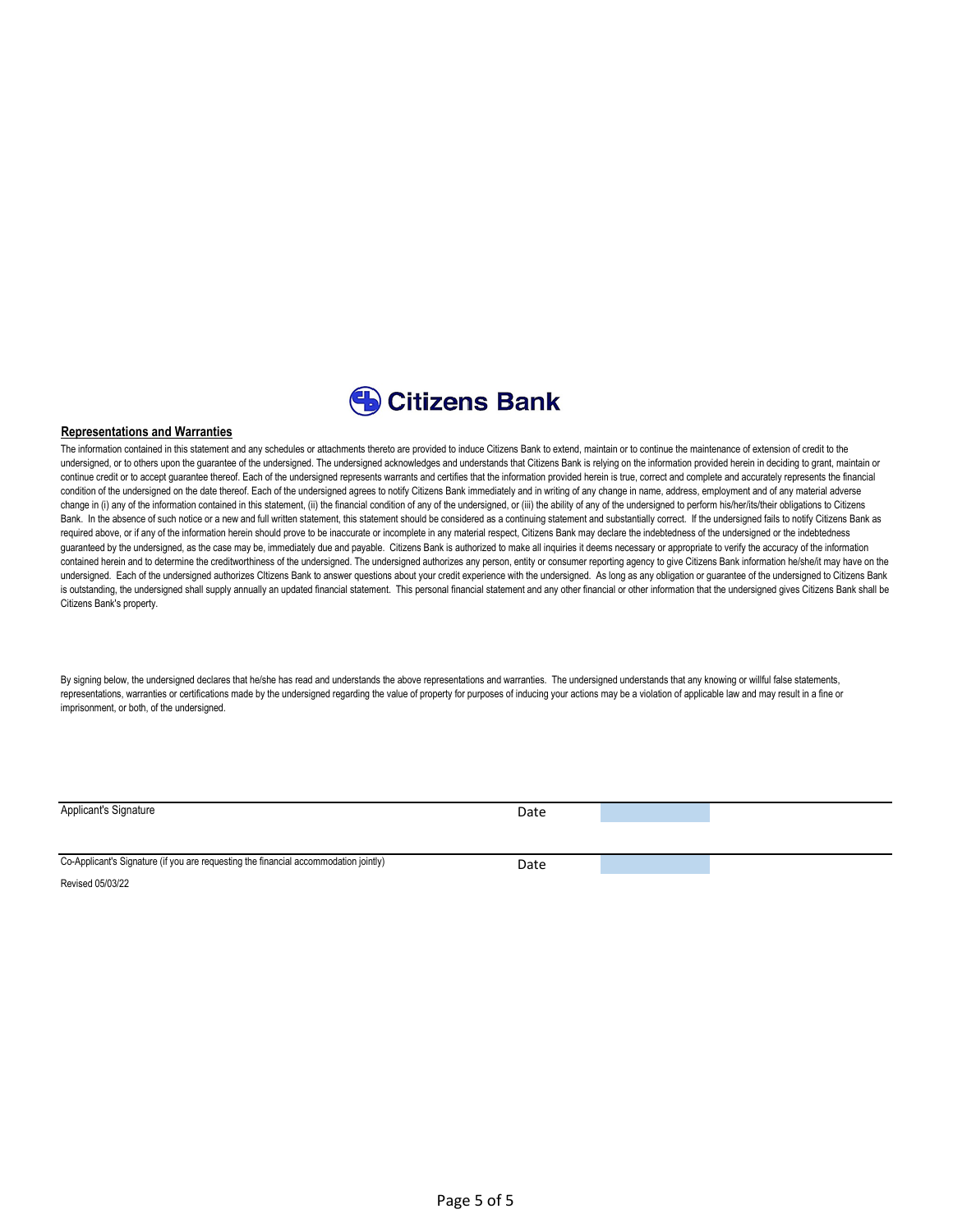Citizens Bank

## Representations and Warranties

The information contained in this statement and any schedules or attachments thereto are provided to induce Citizens Bank to extend, maintain or to continue the maintenance of extension of credit to the undersigned, or to others upon the guarantee of the undersigned. The undersigned acknowledges and understands that Citizens Bank is relying on the information provided herein in deciding to grant, maintain or continue credit or to accept guarantee thereof. Each of the undersigned represents warrants and certifies that the information provided herein is true, correct and complete and accurately represents the financial condition of the undersigned on the date thereof. Each of the undersigned agrees to notify Citizens Bank immediately and in writing of any change in name, address, employment and of any material adverse change in (i) any of the information contained in this statement, (ii) the financial condition of any of the undersigned, or (iii) the ability of any of the undersigned to perform his/her/its/their obligations to Citizens Bank. In the absence of such notice or a new and full written statement, this statement should be considered as a continuing statement and substantially correct. If the undersigned fails to notify Citizens Bank as required above, or if any of the information herein should prove to be inaccurate or incomplete in any material respect, Citizens Bank may declare the indebtedness of the undersigned or the indebtedness guaranteed by the undersigned, as the case may be, immediately due and payable. Citizens Bank is authorized to make all inquiries it deems necessary or appropriate to verify the accuracy of the information contained herein and to determine the creditworthiness of the undersigned. The undersigned authorizes any person, entity or consumer reporting agency to give Citizens Bank information he/she/it may have on the undersigned. Each of the undersigned authorizes CItizens Bank to answer questions about your credit experience with the undersigned. As long as any obligation or guarantee of the undersigned to Citizens Bank is outstanding, the undersigned shall supply annually an updated financial statement. This personal financial statement and any other financial or other information that the undersigned gives Citizens Bank shall be Citizens Bank's property.

By signing below, the undersigned declares that he/she has read and understands the above representations and warranties. The undersigned understands that any knowing or willful false statements, representations, warranties or certifications made by the undersigned regarding the value of property for purposes of inducing your actions may be a violation of applicable law and may result in a fine or imprisonment, or both, of the undersigned.

Applicant's Signature ______________________ Date ______

Co-Applicant's Signature (if you are requesting the financial accommodation jointly) ______________________ Date ______

Revised 05/03/22